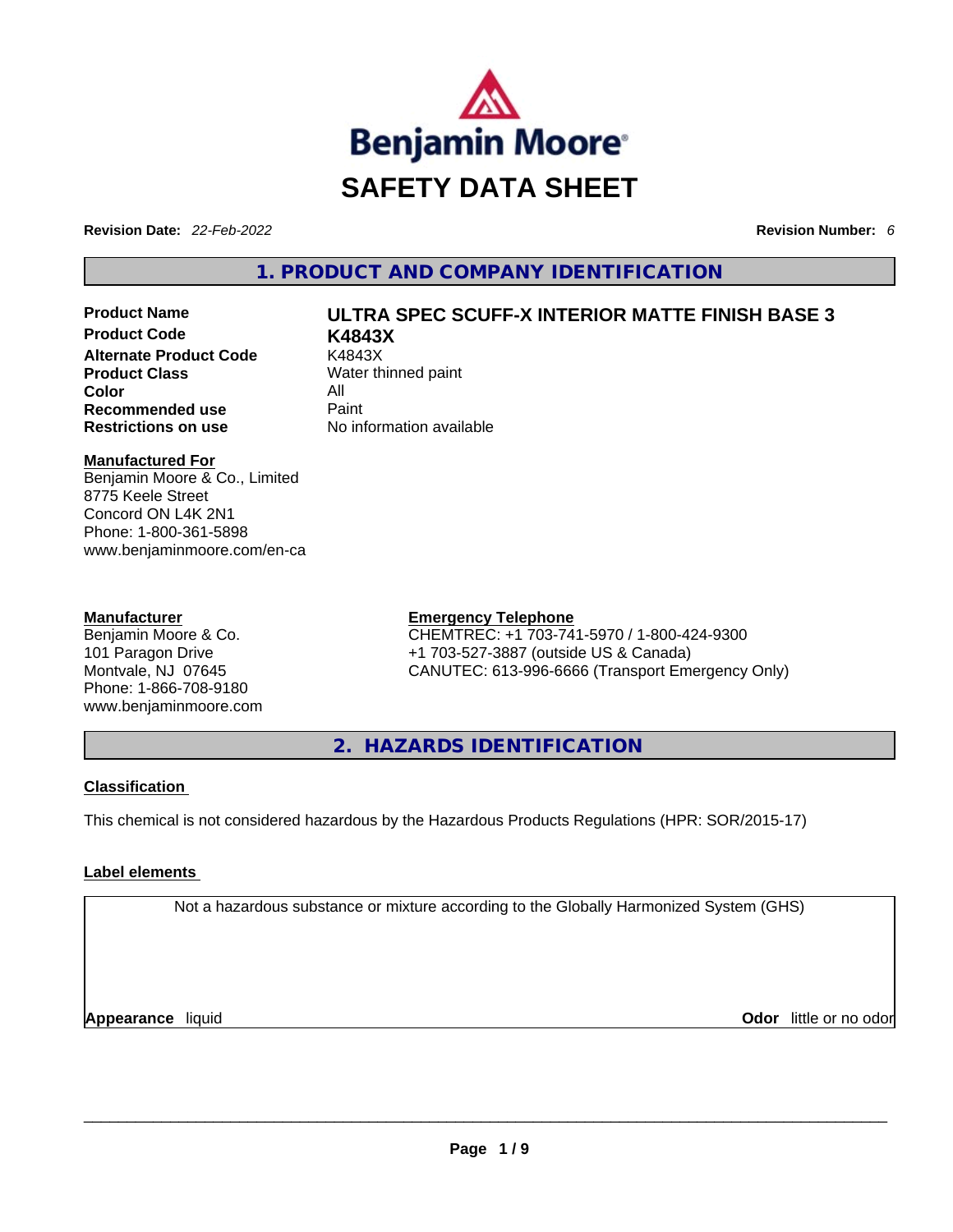Benjamin Moore

# SAFETY DATA SHEET

**Revision Date:** *22-Feb-2022* **Revision Number:** *6*

## 1. PRODUCT AND COMPANY IDENTIFICATION

| | |
|---|---|
| **Product Name** | **ULTRA SPEC SCUFF-X INTERIOR MATTE FINISH BASE 3** |
| **Product Code** | **K4843X** |
| **Alternate Product Code** | K4843X |
| **Product Class** | Water thinned paint |
| **Color** | All |
| **Recommended use** | Paint |
| **Restrictions on use** | No information available |

**Manufactured For**
Benjamin Moore & Co., Limited
8775 Keele Street
Concord ON L4K 2N1
Phone: 1-800-361-5898
www.benjaminmoore.com/en-ca

**Manufacturer**
Benjamin Moore & Co.
101 Paragon Drive
Montvale, NJ 07645
Phone: 1-866-708-9180
www.benjaminmoore.com

**Emergency Telephone**
CHEMTREC: +1 703-741-5970 / 1-800-424-9300
+1 703-527-3887 (outside US & Canada)
CANUTEC: 613-996-6666 (Transport Emergency Only)

## 2. HAZARDS IDENTIFICATION

**Classification**

This chemical is not considered hazardous by the Hazardous Products Regulations (HPR: SOR/2015-17)

**Label elements**

Not a hazardous substance or mixture according to the Globally Harmonized System (GHS)

**Appearance** liquid **Odor** little or no odor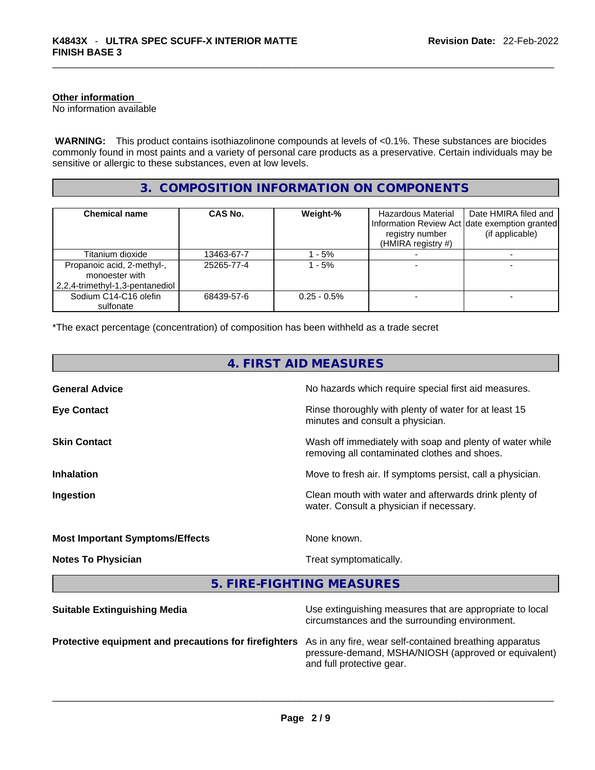**Other information**
No information available

**WARNING:** This product contains isothiazolinone compounds at levels of <0.1%. These substances are biocides commonly found in most paints and a variety of personal care products as a preservative. Certain individuals may be sensitive or allergic to these substances, even at low levels.

## 3. COMPOSITION INFORMATION ON COMPONENTS

| Chemical name | CAS No. | Weight-% | Hazardous Material Information Review Act registry number (HMIRA registry #) | Date HMIRA filed and date exemption granted (if applicable) |
|---|---|---|---|---|
| Titanium dioxide | 13463-67-7 | 1 - 5% | - | - |
| Propanoic acid, 2-methyl-, monoester with 2,2,4-trimethyl-1,3-pentanediol | 25265-77-4 | 1 - 5% | - | - |
| Sodium C14-C16 olefin sulfonate | 68439-57-6 | 0.25 - 0.5% | - | - |

*The exact percentage (concentration) of composition has been withheld as a trade secret

## 4. FIRST AID MEASURES

**General Advice** No hazards which require special first aid measures.

**Eye Contact** Rinse thoroughly with plenty of water for at least 15 minutes and consult a physician.

**Skin Contact** Wash off immediately with soap and plenty of water while removing all contaminated clothes and shoes.

**Inhalation** Move to fresh air. If symptoms persist, call a physician.

**Ingestion** Clean mouth with water and afterwards drink plenty of water. Consult a physician if necessary.

**Most Important Symptoms/Effects** None known.

**Notes To Physician** Treat symptomatically.

## 5. FIRE-FIGHTING MEASURES

**Suitable Extinguishing Media** Use extinguishing measures that are appropriate to local circumstances and the surrounding environment.

**Protective equipment and precautions for firefighters** As in any fire, wear self-contained breathing apparatus pressure-demand, MSHA/NIOSH (approved or equivalent) and full protective gear.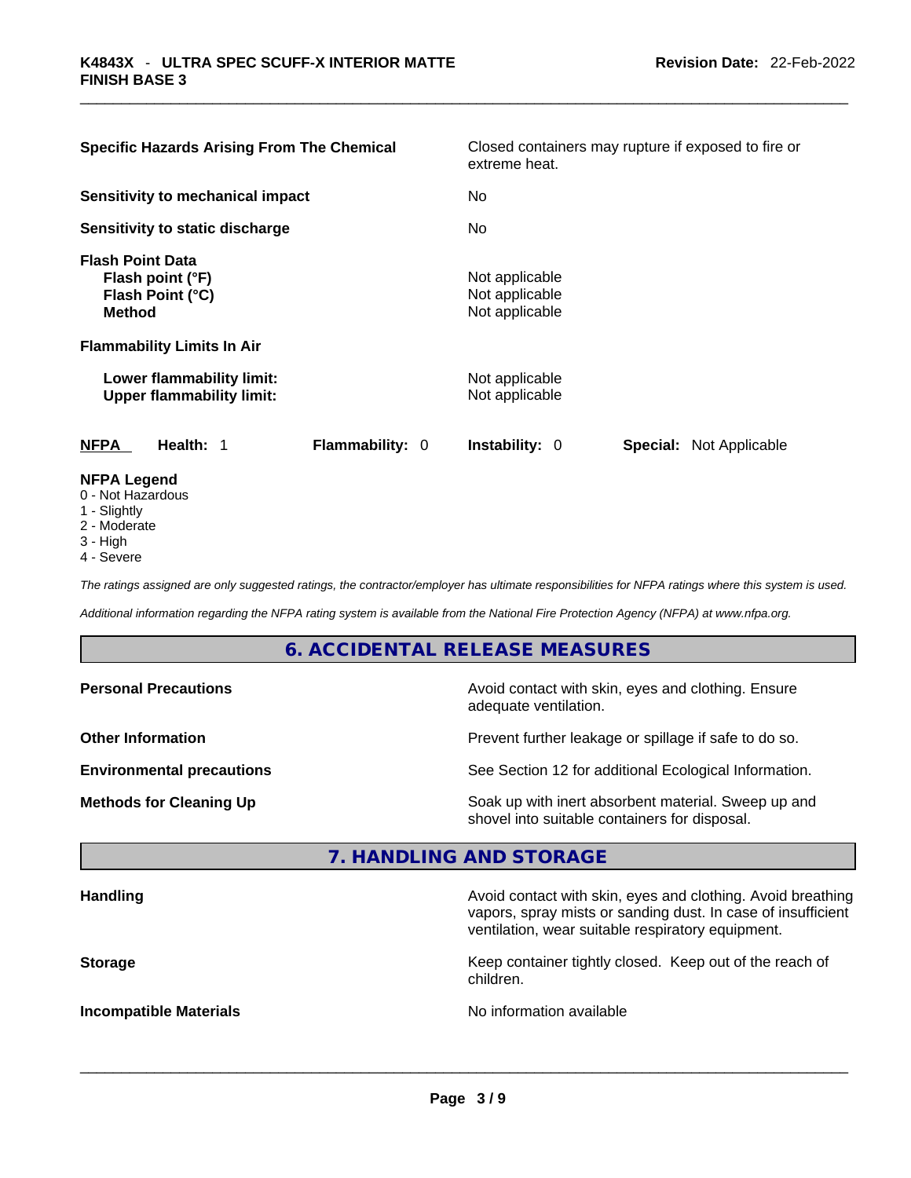| | |
|---|---|
| **Specific Hazards Arising From The Chemical** | Closed containers may rupture if exposed to fire or extreme heat. |
| **Sensitivity to mechanical impact** | No |
| **Sensitivity to static discharge** | No |

**Flash Point Data**

| | |
|---|---|
| **Flash point (°F)** | Not applicable |
| **Flash Point (°C)** | Not applicable |
| **Method** | Not applicable |

**Flammability Limits In Air**

| | |
|---|---|
| **Lower flammability limit:** | Not applicable |
| **Upper flammability limit:** | Not applicable |

| **NFPA** | **Health:** 1 | **Flammability:** 0 | **Instability:** 0 | **Special:** Not Applicable |
|---|---|---|---|---|

**NFPA Legend**
- 0 - Not Hazardous
- 1 - Slightly
- 2 - Moderate
- 3 - High
- 4 - Severe

*The ratings assigned are only suggested ratings, the contractor/employer has ultimate responsibilities for NFPA ratings where this system is used.*

*Additional information regarding the NFPA rating system is available from the National Fire Protection Agency (NFPA) at www.nfpa.org.*

## 6. ACCIDENTAL RELEASE MEASURES

| | |
|---|---|
| **Personal Precautions** | Avoid contact with skin, eyes and clothing. Ensure adequate ventilation. |
| **Other Information** | Prevent further leakage or spillage if safe to do so. |
| **Environmental precautions** | See Section 12 for additional Ecological Information. |
| **Methods for Cleaning Up** | Soak up with inert absorbent material. Sweep up and shovel into suitable containers for disposal. |

## 7. HANDLING AND STORAGE

| | |
|---|---|
| **Handling** | Avoid contact with skin, eyes and clothing. Avoid breathing vapors, spray mists or sanding dust. In case of insufficient ventilation, wear suitable respiratory equipment. |
| **Storage** | Keep container tightly closed. Keep out of the reach of children. |
| **Incompatible Materials** | No information available |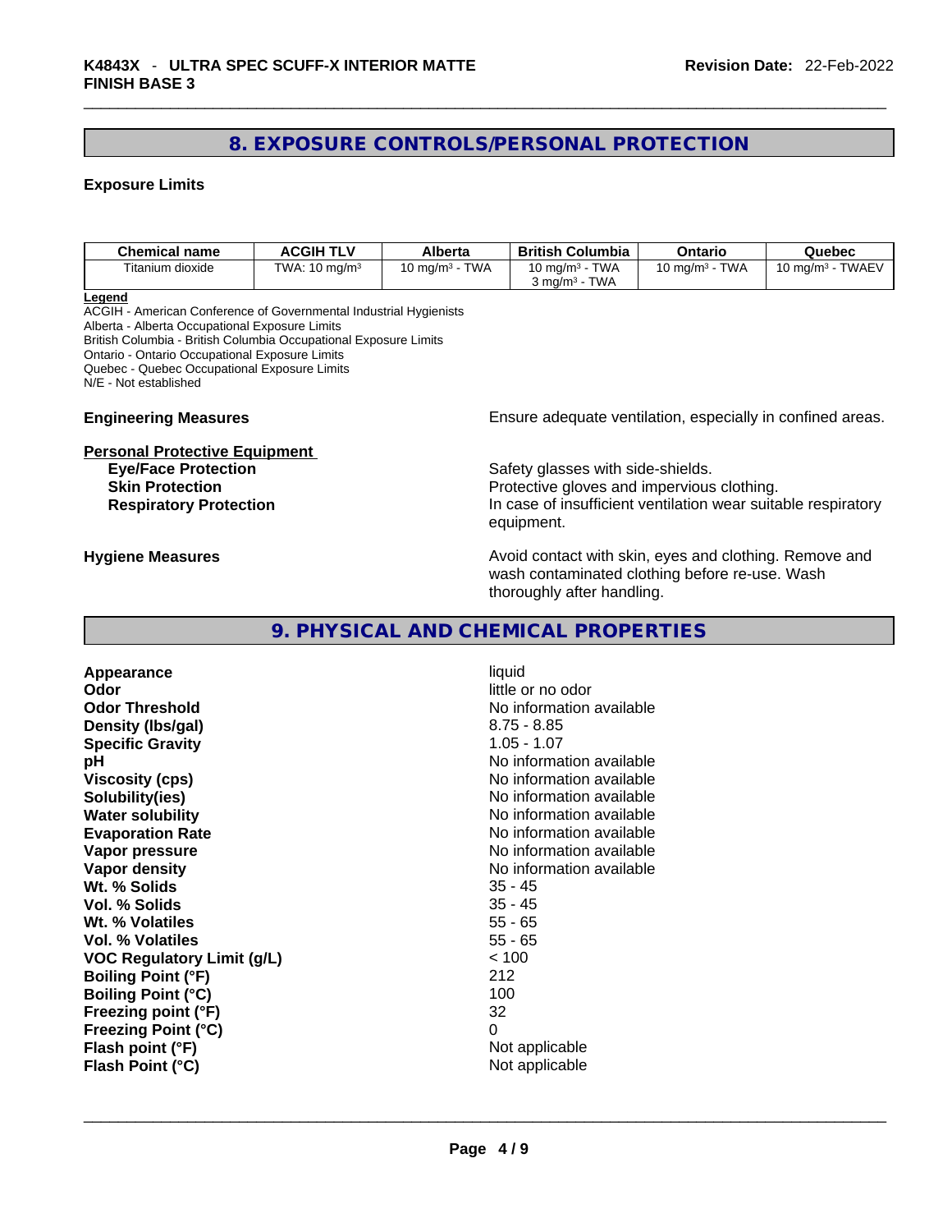## 8. EXPOSURE CONTROLS/PERSONAL PROTECTION

### Exposure Limits

| Chemical name | ACGIH TLV | Alberta | British Columbia | Ontario | Quebec |
|---|---|---|---|---|---|
| Titanium dioxide | TWA: 10 mg/m³ | 10 mg/m³ - TWA | 10 mg/m³ - TWA<br>3 mg/m³ - TWA | 10 mg/m³ - TWA | 10 mg/m³ - TWAEV |

**Legend**
ACGIH - American Conference of Governmental Industrial Hygienists
Alberta - Alberta Occupational Exposure Limits
British Columbia - British Columbia Occupational Exposure Limits
Ontario - Ontario Occupational Exposure Limits
Quebec - Quebec Occupational Exposure Limits
N/E - Not established

**Engineering Measures** Ensure adequate ventilation, especially in confined areas.

**Personal Protective Equipment**

**Eye/Face Protection** Safety glasses with side-shields.
**Skin Protection** Protective gloves and impervious clothing.
**Respiratory Protection** In case of insufficient ventilation wear suitable respiratory equipment.

**Hygiene Measures** Avoid contact with skin, eyes and clothing. Remove and wash contaminated clothing before re-use. Wash thoroughly after handling.

## 9. PHYSICAL AND CHEMICAL PROPERTIES

| | |
|---|---|
| **Appearance** | liquid |
| **Odor** | little or no odor |
| **Odor Threshold** | No information available |
| **Density (lbs/gal)** | 8.75 - 8.85 |
| **Specific Gravity** | 1.05 - 1.07 |
| **pH** | No information available |
| **Viscosity (cps)** | No information available |
| **Solubility(ies)** | No information available |
| **Water solubility** | No information available |
| **Evaporation Rate** | No information available |
| **Vapor pressure** | No information available |
| **Vapor density** | No information available |
| **Wt. % Solids** | 35 - 45 |
| **Vol. % Solids** | 35 - 45 |
| **Wt. % Volatiles** | 55 - 65 |
| **Vol. % Volatiles** | 55 - 65 |
| **VOC Regulatory Limit (g/L)** | < 100 |
| **Boiling Point (°F)** | 212 |
| **Boiling Point (°C)** | 100 |
| **Freezing point (°F)** | 32 |
| **Freezing Point (°C)** | 0 |
| **Flash point (°F)** | Not applicable |
| **Flash Point (°C)** | Not applicable |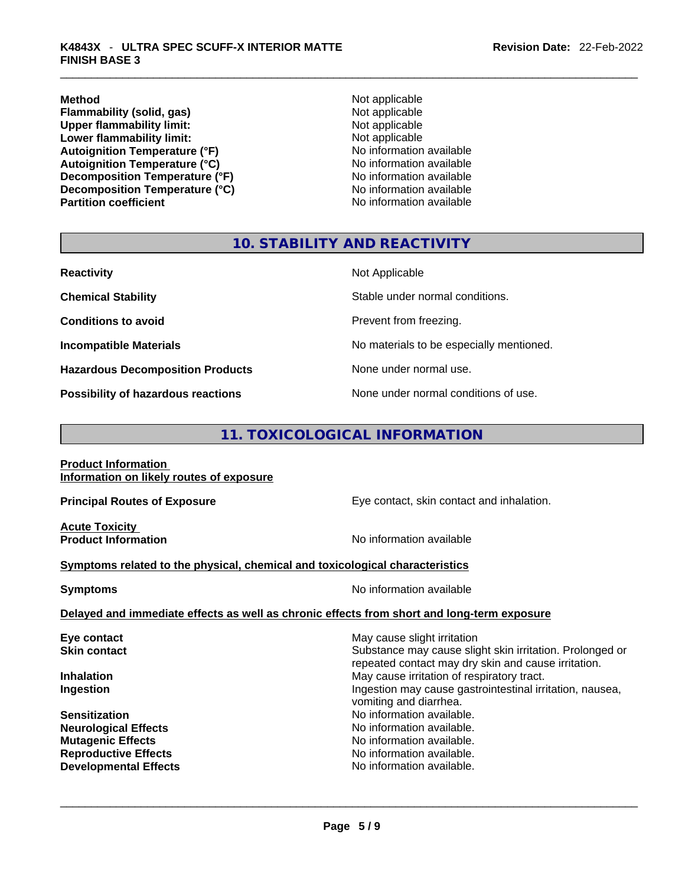| | |
|---|---|
| **Method** | Not applicable |
| **Flammability (solid, gas)** | Not applicable |
| **Upper flammability limit:** | Not applicable |
| **Lower flammability limit:** | Not applicable |
| **Autoignition Temperature (°F)** | No information available |
| **Autoignition Temperature (°C)** | No information available |
| **Decomposition Temperature (°F)** | No information available |
| **Decomposition Temperature (°C)** | No information available |
| **Partition coefficient** | No information available |

## 10. STABILITY AND REACTIVITY

| | |
|---|---|
| **Reactivity** | Not Applicable |
| **Chemical Stability** | Stable under normal conditions. |
| **Conditions to avoid** | Prevent from freezing. |
| **Incompatible Materials** | No materials to be especially mentioned. |
| **Hazardous Decomposition Products** | None under normal use. |
| **Possibility of hazardous reactions** | None under normal conditions of use. |

## 11. TOXICOLOGICAL INFORMATION

**Product Information**
**Information on likely routes of exposure**

**Principal Routes of Exposure** — Eye contact, skin contact and inhalation.

**Acute Toxicity**
**Product Information** — No information available

**Symptoms related to the physical, chemical and toxicological characteristics**

**Symptoms** — No information available

**Delayed and immediate effects as well as chronic effects from short and long-term exposure**

| | |
|---|---|
| **Eye contact** | May cause slight irritation |
| **Skin contact** | Substance may cause slight skin irritation. Prolonged or repeated contact may dry skin and cause irritation. |
| **Inhalation** | May cause irritation of respiratory tract. |
| **Ingestion** | Ingestion may cause gastrointestinal irritation, nausea, vomiting and diarrhea. |
| **Sensitization** | No information available. |
| **Neurological Effects** | No information available. |
| **Mutagenic Effects** | No information available. |
| **Reproductive Effects** | No information available. |
| **Developmental Effects** | No information available. |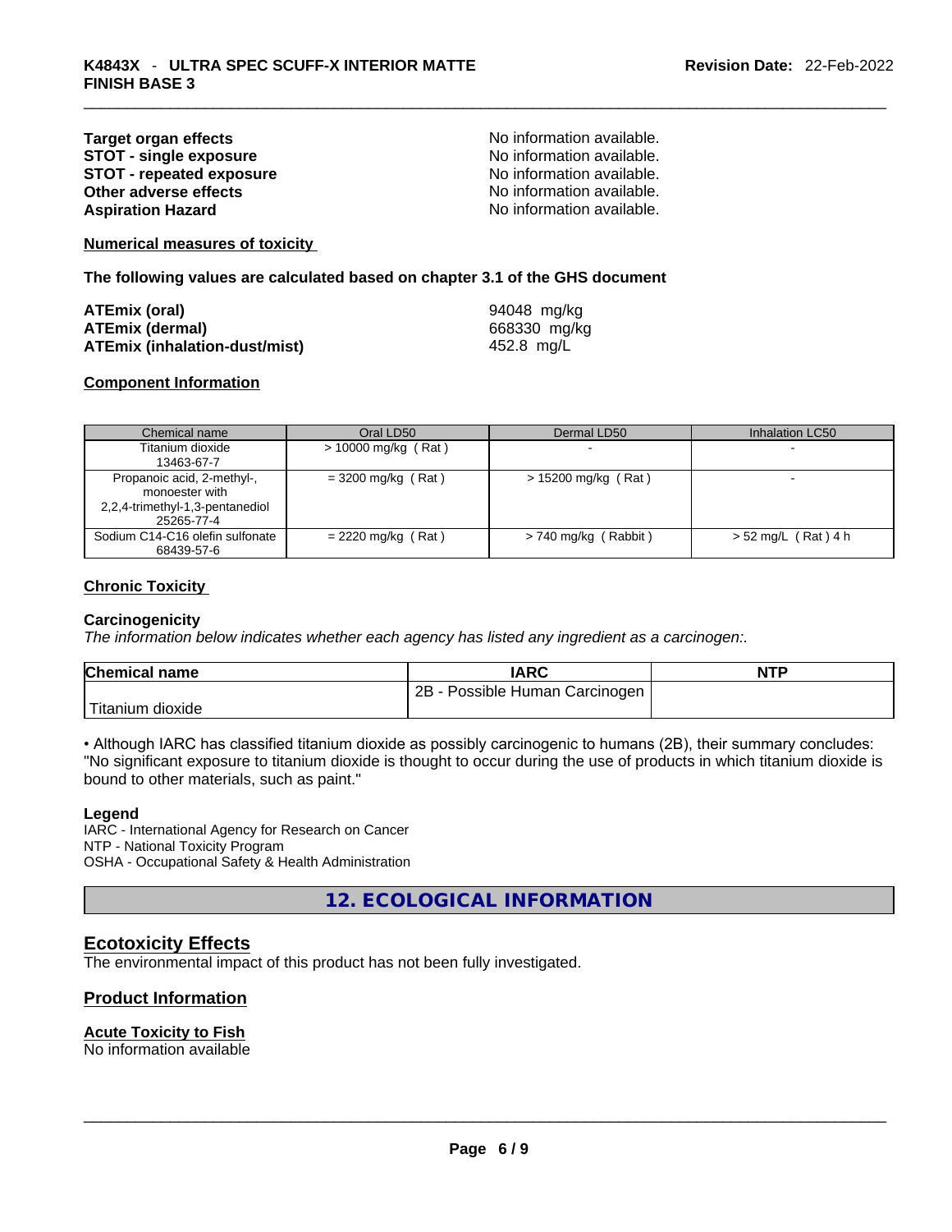| | |
|---|---|
| **Target organ effects** | No information available. |
| **STOT - single exposure** | No information available. |
| **STOT - repeated exposure** | No information available. |
| **Other adverse effects** | No information available. |
| **Aspiration Hazard** | No information available. |

**Numerical measures of toxicity**

**The following values are calculated based on chapter 3.1 of the GHS document**

| | |
|---|---|
| **ATEmix (oral)** | 94048 mg/kg |
| **ATEmix (dermal)** | 668330 mg/kg |
| **ATEmix (inhalation-dust/mist)** | 452.8 mg/L |

**Component Information**

| Chemical name | Oral LD50 | Dermal LD50 | Inhalation LC50 |
|---|---|---|---|
| Titanium dioxide<br>13463-67-7 | > 10000 mg/kg ( Rat ) | - | - |
| Propanoic acid, 2-methyl-, monoester with 2,2,4-trimethyl-1,3-pentanediol<br>25265-77-4 | = 3200 mg/kg ( Rat ) | > 15200 mg/kg ( Rat ) | - |
| Sodium C14-C16 olefin sulfonate<br>68439-57-6 | = 2220 mg/kg ( Rat ) | > 740 mg/kg ( Rabbit ) | > 52 mg/L ( Rat ) 4 h |

**Chronic Toxicity**

**Carcinogenicity**

*The information below indicates whether each agency has listed any ingredient as a carcinogen:.*

| Chemical name | IARC | NTP |
|---|---|---|
| Titanium dioxide | 2B - Possible Human Carcinogen | |

• Although IARC has classified titanium dioxide as possibly carcinogenic to humans (2B), their summary concludes: "No significant exposure to titanium dioxide is thought to occur during the use of products in which titanium dioxide is bound to other materials, such as paint."

**Legend**

IARC - International Agency for Research on Cancer
NTP - National Toxicity Program
OSHA - Occupational Safety & Health Administration

# 12. ECOLOGICAL INFORMATION

## Ecotoxicity Effects

The environmental impact of this product has not been fully investigated.

## Product Information

**Acute Toxicity to Fish**

No information available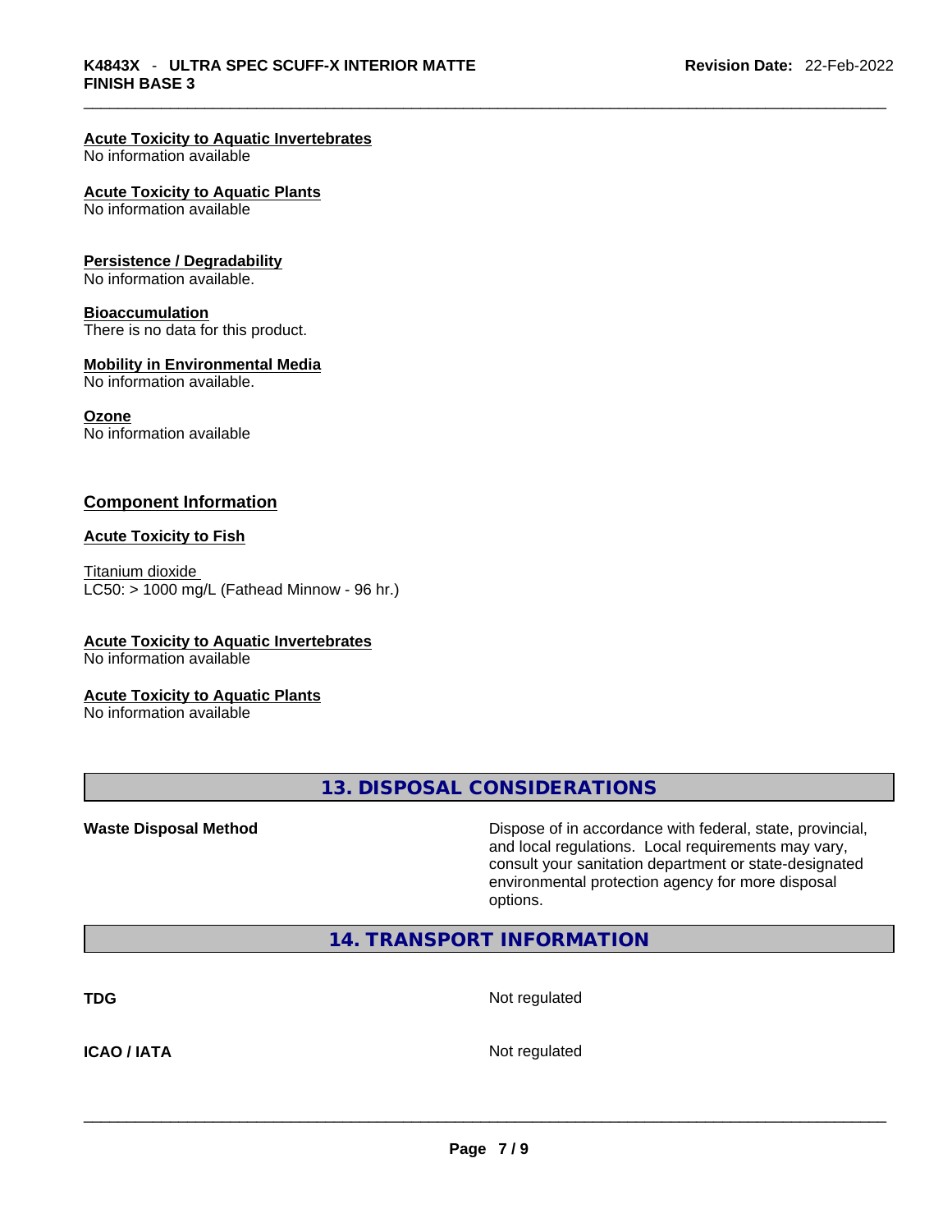**Acute Toxicity to Aquatic Invertebrates**
No information available

**Acute Toxicity to Aquatic Plants**
No information available

**Persistence / Degradability**
No information available.

**Bioaccumulation**
There is no data for this product.

**Mobility in Environmental Media**
No information available.

**Ozone**
No information available

### Component Information

**Acute Toxicity to Fish**

Titanium dioxide
LC50: > 1000 mg/L (Fathead Minnow - 96 hr.)

**Acute Toxicity to Aquatic Invertebrates**
No information available

**Acute Toxicity to Aquatic Plants**
No information available

## 13. DISPOSAL CONSIDERATIONS

**Waste Disposal Method** Dispose of in accordance with federal, state, provincial, and local regulations. Local requirements may vary, consult your sanitation department or state-designated environmental protection agency for more disposal options.

## 14. TRANSPORT INFORMATION

**TDG** Not regulated

**ICAO / IATA** Not regulated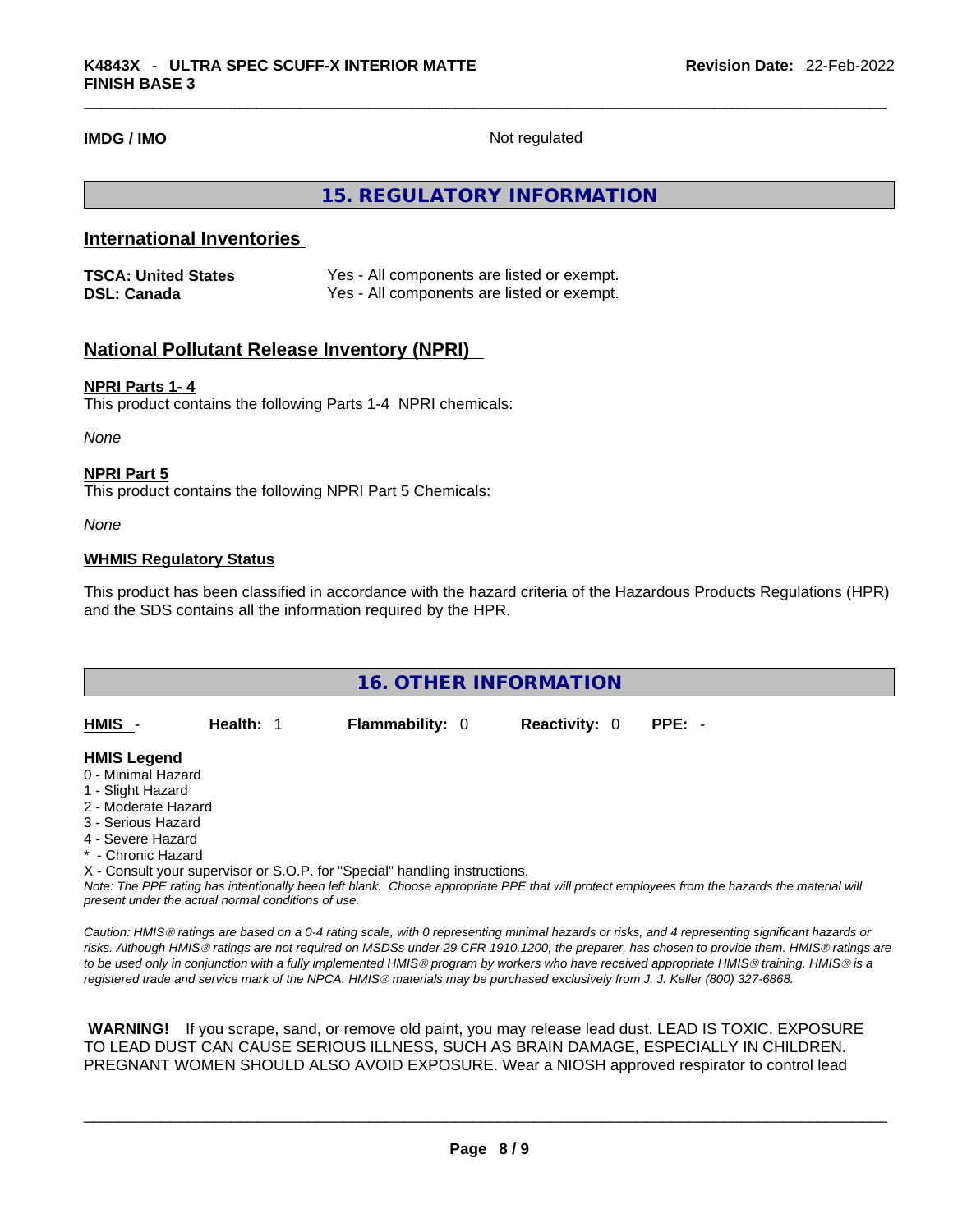**IMDG / IMO** Not regulated

## 15. REGULATORY INFORMATION

### International Inventories

| | |
|---|---|
| **TSCA: United States** | Yes - All components are listed or exempt. |
| **DSL: Canada** | Yes - All components are listed or exempt. |

### National Pollutant Release Inventory (NPRI)

**NPRI Parts 1- 4**

This product contains the following Parts 1-4 NPRI chemicals:

*None*

**NPRI Part 5**

This product contains the following NPRI Part 5 Chemicals:

*None*

**WHMIS Regulatory Status**

This product has been classified in accordance with the hazard criteria of the Hazardous Products Regulations (HPR) and the SDS contains all the information required by the HPR.

## 16. OTHER INFORMATION

**HMIS** - **Health:** 1 **Flammability:** 0 **Reactivity:** 0 **PPE:** -

**HMIS Legend**

0 - Minimal Hazard
1 - Slight Hazard
2 - Moderate Hazard
3 - Serious Hazard
4 - Severe Hazard
* - Chronic Hazard
X - Consult your supervisor or S.O.P. for "Special" handling instructions.

*Note: The PPE rating has intentionally been left blank. Choose appropriate PPE that will protect employees from the hazards the material will present under the actual normal conditions of use.*

*Caution: HMIS® ratings are based on a 0-4 rating scale, with 0 representing minimal hazards or risks, and 4 representing significant hazards or risks. Although HMIS® ratings are not required on MSDSs under 29 CFR 1910.1200, the preparer, has chosen to provide them. HMIS® ratings are to be used only in conjunction with a fully implemented HMIS® program by workers who have received appropriate HMIS® training. HMIS® is a registered trade and service mark of the NPCA. HMIS® materials may be purchased exclusively from J. J. Keller (800) 327-6868.*

**WARNING!** If you scrape, sand, or remove old paint, you may release lead dust. LEAD IS TOXIC. EXPOSURE TO LEAD DUST CAN CAUSE SERIOUS ILLNESS, SUCH AS BRAIN DAMAGE, ESPECIALLY IN CHILDREN. PREGNANT WOMEN SHOULD ALSO AVOID EXPOSURE. Wear a NIOSH approved respirator to control lead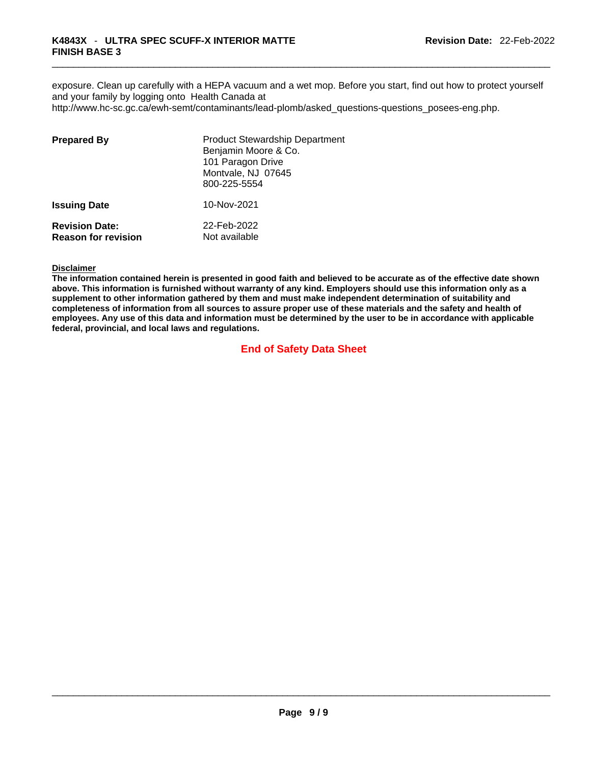exposure. Clean up carefully with a HEPA vacuum and a wet mop. Before you start, find out how to protect yourself and your family by logging onto Health Canada at http://www.hc-sc.gc.ca/ewh-semt/contaminants/lead-plomb/asked_questions-questions_posees-eng.php.

| | |
|---|---|
| **Prepared By** | Product Stewardship Department<br>Benjamin Moore & Co.<br>101 Paragon Drive<br>Montvale, NJ 07645<br>800-225-5554 |
| **Issuing Date** | 10-Nov-2021 |
| **Revision Date:** | 22-Feb-2022 |
| **Reason for revision** | Not available |

**Disclaimer**

**The information contained herein is presented in good faith and believed to be accurate as of the effective date shown above. This information is furnished without warranty of any kind. Employers should use this information only as a supplement to other information gathered by them and must make independent determination of suitability and completeness of information from all sources to assure proper use of these materials and the safety and health of employees. Any use of this data and information must be determined by the user to be in accordance with applicable federal, provincial, and local laws and regulations.**

**End of Safety Data Sheet**